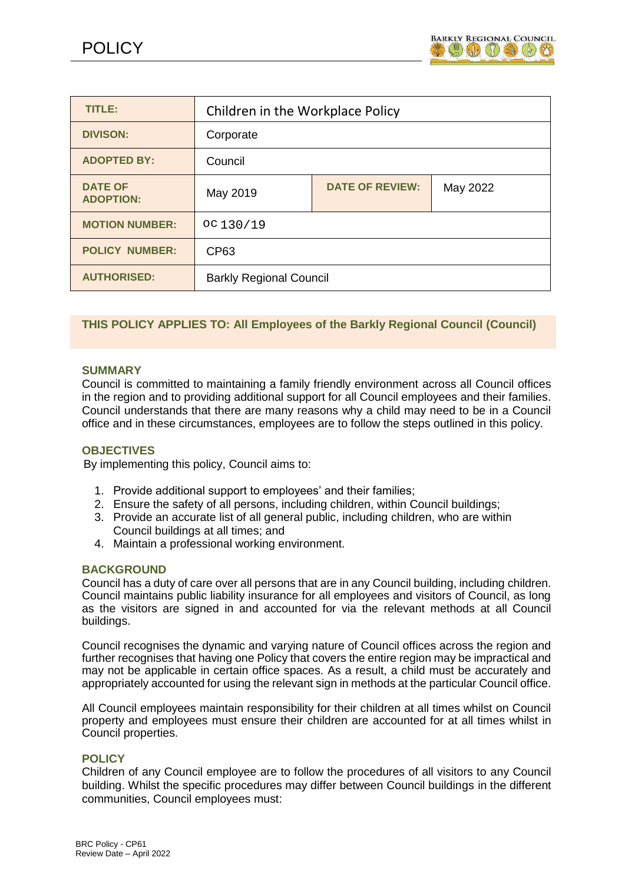# POLICY

| TITLE: | Children in the Workplace Policy | | |
|---|---|---|---|
| DIVISON: | Corporate | | |
| ADOPTED BY: | Council | | |
| DATE OF ADOPTION: | May 2019 | DATE OF REVIEW: | May 2022 |
| MOTION NUMBER: | OC 130/19 | | |
| POLICY NUMBER: | CP63 | | |
| AUTHORISED: | Barkly Regional Council | | |

**THIS POLICY APPLIES TO: All Employees of the Barkly Regional Council (Council)**

## SUMMARY

Council is committed to maintaining a family friendly environment across all Council offices in the region and to providing additional support for all Council employees and their families. Council understands that there are many reasons why a child may need to be in a Council office and in these circumstances, employees are to follow the steps outlined in this policy.

## OBJECTIVES

By implementing this policy, Council aims to:

1. Provide additional support to employees' and their families;
2. Ensure the safety of all persons, including children, within Council buildings;
3. Provide an accurate list of all general public, including children, who are within Council buildings at all times; and
4. Maintain a professional working environment.

## BACKGROUND

Council has a duty of care over all persons that are in any Council building, including children. Council maintains public liability insurance for all employees and visitors of Council, as long as the visitors are signed in and accounted for via the relevant methods at all Council buildings.

Council recognises the dynamic and varying nature of Council offices across the region and further recognises that having one Policy that covers the entire region may be impractical and may not be applicable in certain office spaces. As a result, a child must be accurately and appropriately accounted for using the relevant sign in methods at the particular Council office.

All Council employees maintain responsibility for their children at all times whilst on Council property and employees must ensure their children are accounted for at all times whilst in Council properties.

## POLICY

Children of any Council employee are to follow the procedures of all visitors to any Council building. Whilst the specific procedures may differ between Council buildings in the different communities, Council employees must: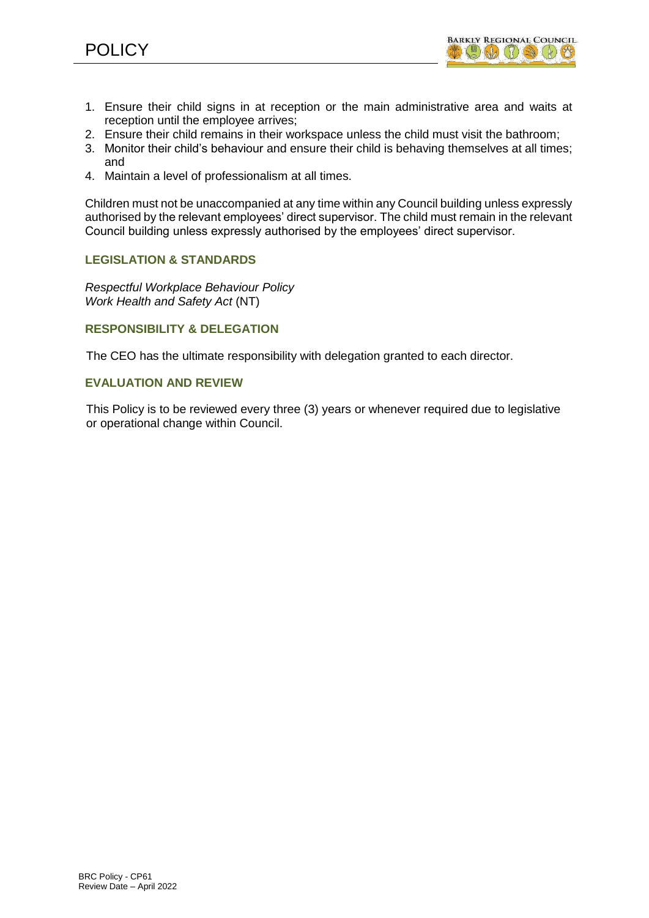1. Ensure their child signs in at reception or the main administrative area and waits at reception until the employee arrives;
2. Ensure their child remains in their workspace unless the child must visit the bathroom;
3. Monitor their child's behaviour and ensure their child is behaving themselves at all times; and
4. Maintain a level of professionalism at all times.

Children must not be unaccompanied at any time within any Council building unless expressly authorised by the relevant employees' direct supervisor. The child must remain in the relevant Council building unless expressly authorised by the employees' direct supervisor.

### LEGISLATION & STANDARDS

*Respectful Workplace Behaviour Policy*
*Work Health and Safety Act* (NT)

### RESPONSIBILITY & DELEGATION

The CEO has the ultimate responsibility with delegation granted to each director.

### EVALUATION AND REVIEW

This Policy is to be reviewed every three (3) years or whenever required due to legislative or operational change within Council.